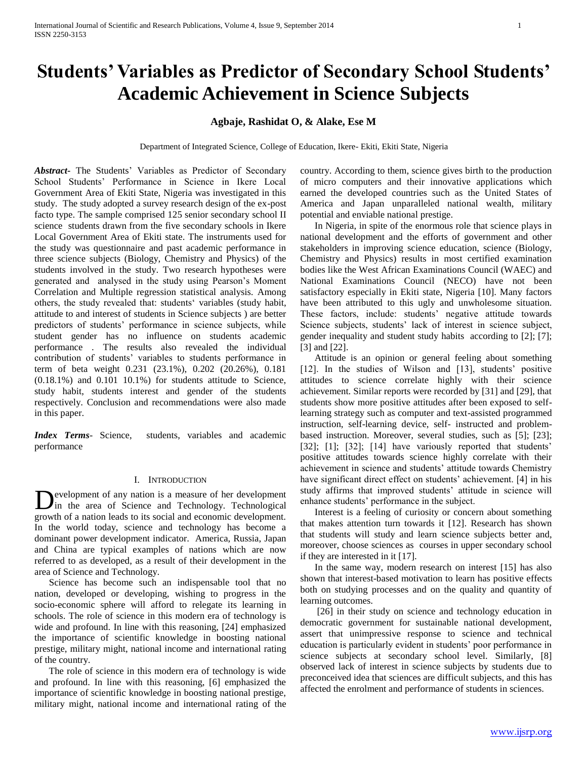# Students' Variables as Predictor of Secondary School Students' Academic Achievement in Science Subjects

**Agbaje, Rashidat O, & Alake, Ese M**

Department of Integrated Science, College of Education, Ikere- Ekiti, Ekiti State, Nigeria

***Abstract-*** The Students' Variables as Predictor of Secondary School Students' Performance in Science in Ikere Local Government Area of Ekiti State, Nigeria was investigated in this study. The study adopted a survey research design of the ex-post facto type. The sample comprised 125 senior secondary school II science students drawn from the five secondary schools in Ikere Local Government Area of Ekiti state. The instruments used for the study was questionnaire and past academic performance in three science subjects (Biology, Chemistry and Physics) of the students involved in the study. Two research hypotheses were generated and analysed in the study using Pearson's Moment Correlation and Multiple regression statistical analysis. Among others, the study revealed that: students' variables (study habit, attitude to and interest of students in Science subjects ) are better predictors of students' performance in science subjects, while student gender has no influence on students academic performance . The results also revealed the individual contribution of students' variables to students performance in term of beta weight 0.231 (23.1%), 0.202 (20.26%), 0.181 (0.18.1%) and 0.101 10.1%) for students attitude to Science, study habit, students interest and gender of the students respectively. Conclusion and recommendations were also made in this paper.

***Index Terms-*** Science, students, variables and academic performance

## I. Introduction

Development of any nation is a measure of her development in the area of Science and Technology. Technological growth of a nation leads to its social and economic development. In the world today, science and technology has become a dominant power development indicator. America, Russia, Japan and China are typical examples of nations which are now referred to as developed, as a result of their development in the area of Science and Technology.

Science has become such an indispensable tool that no nation, developed or developing, wishing to progress in the socio-economic sphere will afford to relegate its learning in schools. The role of science in this modern era of technology is wide and profound. In line with this reasoning, [24] emphasized the importance of scientific knowledge in boosting national prestige, military might, national income and international rating of the country.

The role of science in this modern era of technology is wide and profound. In line with this reasoning, [6] emphasized the importance of scientific knowledge in boosting national prestige, military might, national income and international rating of the country. According to them, science gives birth to the production of micro computers and their innovative applications which earned the developed countries such as the United States of America and Japan unparalleled national wealth, military potential and enviable national prestige.

In Nigeria, in spite of the enormous role that science plays in national development and the efforts of government and other stakeholders in improving science education, science (Biology, Chemistry and Physics) results in most certified examination bodies like the West African Examinations Council (WAEC) and National Examinations Council (NECO) have not been satisfactory especially in Ekiti state, Nigeria [10]. Many factors have been attributed to this ugly and unwholesome situation. These factors, include: students' negative attitude towards Science subjects, students' lack of interest in science subject, gender inequality and student study habits according to [2]; [7]; [3] and [22].

Attitude is an opinion or general feeling about something [12]. In the studies of Wilson and [13], students' positive attitudes to science correlate highly with their science achievement. Similar reports were recorded by [31] and [29], that students show more positive attitudes after been exposed to self-learning strategy such as computer and text-assisted programmed instruction, self-learning device, self- instructed and problem-based instruction. Moreover, several studies, such as [5]; [23]; [32]; [1]; [32]; [14] have variously reported that students' positive attitudes towards science highly correlate with their achievement in science and students' attitude towards Chemistry have significant direct effect on students' achievement. [4] in his study affirms that improved students' attitude in science will enhance students' performance in the subject.

Interest is a feeling of curiosity or concern about something that makes attention turn towards it [12]. Research has shown that students will study and learn science subjects better and, moreover, choose sciences as courses in upper secondary school if they are interested in it [17].

In the same way, modern research on interest [15] has also shown that interest-based motivation to learn has positive effects both on studying processes and on the quality and quantity of learning outcomes.

[26] in their study on science and technology education in democratic government for sustainable national development, assert that unimpressive response to science and technical education is particularly evident in students' poor performance in science subjects at secondary school level. Similarly, [8] observed lack of interest in science subjects by students due to preconceived idea that sciences are difficult subjects, and this has affected the enrolment and performance of students in sciences.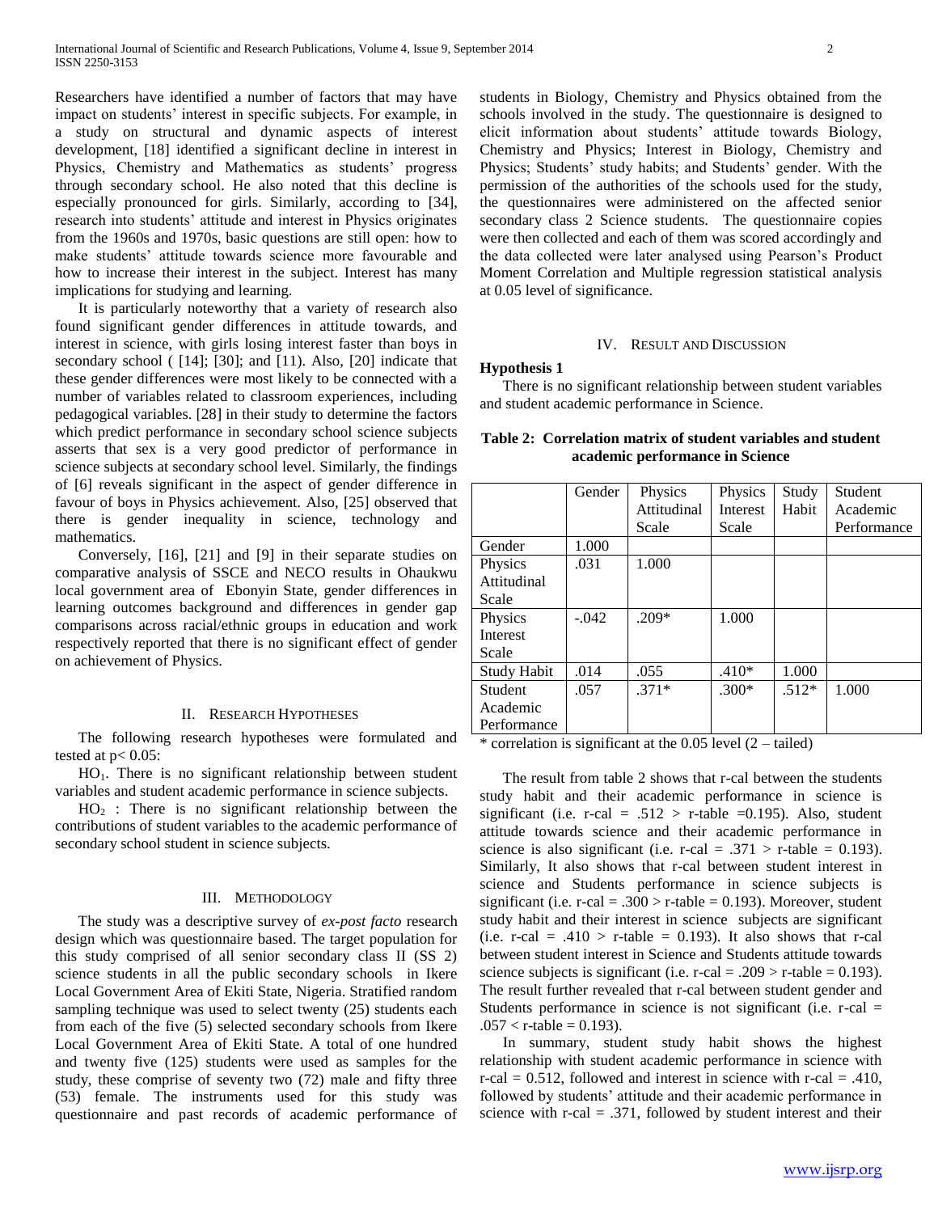Researchers have identified a number of factors that may have impact on students' interest in specific subjects. For example, in a study on structural and dynamic aspects of interest development, [18] identified a significant decline in interest in Physics, Chemistry and Mathematics as students' progress through secondary school. He also noted that this decline is especially pronounced for girls. Similarly, according to [34], research into students' attitude and interest in Physics originates from the 1960s and 1970s, basic questions are still open: how to make students' attitude towards science more favourable and how to increase their interest in the subject. Interest has many implications for studying and learning.

It is particularly noteworthy that a variety of research also found significant gender differences in attitude towards, and interest in science, with girls losing interest faster than boys in secondary school ( [14]; [30]; and [11). Also, [20] indicate that these gender differences were most likely to be connected with a number of variables related to classroom experiences, including pedagogical variables. [28] in their study to determine the factors which predict performance in secondary school science subjects asserts that sex is a very good predictor of performance in science subjects at secondary school level. Similarly, the findings of [6] reveals significant in the aspect of gender difference in favour of boys in Physics achievement. Also, [25] observed that there is gender inequality in science, technology and mathematics.

Conversely, [16], [21] and [9] in their separate studies on comparative analysis of SSCE and NECO results in Ohaukwu local government area of Ebonyin State, gender differences in learning outcomes background and differences in gender gap comparisons across racial/ethnic groups in education and work respectively reported that there is no significant effect of gender on achievement of Physics.

## II. Research Hypotheses

The following research hypotheses were formulated and tested at $p < 0.05$:

$HO_1$. There is no significant relationship between student variables and student academic performance in science subjects.

$HO_2$ : There is no significant relationship between the contributions of student variables to the academic performance of secondary school student in science subjects.

## III. Methodology

The study was a descriptive survey of *ex-post facto* research design which was questionnaire based. The target population for this study comprised of all senior secondary class II (SS 2) science students in all the public secondary schools in Ikere Local Government Area of Ekiti State, Nigeria. Stratified random sampling technique was used to select twenty (25) students each from each of the five (5) selected secondary schools from Ikere Local Government Area of Ekiti State. A total of one hundred and twenty five (125) students were used as samples for the study, these comprise of seventy two (72) male and fifty three (53) female. The instruments used for this study was questionnaire and past records of academic performance of students in Biology, Chemistry and Physics obtained from the schools involved in the study. The questionnaire is designed to elicit information about students' attitude towards Biology, Chemistry and Physics; Interest in Biology, Chemistry and Physics; Students' study habits; and Students' gender. With the permission of the authorities of the schools used for the study, the questionnaires were administered on the affected senior secondary class 2 Science students. The questionnaire copies were then collected and each of them was scored accordingly and the data collected were later analysed using Pearson's Product Moment Correlation and Multiple regression statistical analysis at 0.05 level of significance.

## IV. Result and Discussion

### Hypothesis 1

There is no significant relationship between student variables and student academic performance in Science.

**Table 2: Correlation matrix of student variables and student academic performance in Science**

| | Gender | Physics Attitudinal Scale | Physics Interest Scale | Study Habit | Student Academic Performance |
|---|---|---|---|---|---|
| Gender | 1.000 | | | | |
| Physics Attitudinal Scale | .031 | 1.000 | | | |
| Physics Interest Scale | -.042 | .209* | 1.000 | | |
| Study Habit | .014 | .055 | .410* | 1.000 | |
| Student Academic Performance | .057 | .371* | .300* | .512* | 1.000 |

\* correlation is significant at the 0.05 level (2 – tailed)

The result from table 2 shows that r-cal between the students study habit and their academic performance in science is significant (i.e. r-cal = .512 > r-table =0.195). Also, student attitude towards science and their academic performance in science is also significant (i.e. r-cal = .371 > r-table = 0.193). Similarly, It also shows that r-cal between student interest in science and Students performance in science subjects is significant (i.e. r-cal = .300 > r-table = 0.193). Moreover, student study habit and their interest in science subjects are significant (i.e. r-cal = .410 > r-table = 0.193). It also shows that r-cal between student interest in Science and Students attitude towards science subjects is significant (i.e. r-cal = .209 > r-table = 0.193). The result further revealed that r-cal between student gender and Students performance in science is not significant (i.e. r-cal = .057 < r-table = 0.193).

In summary, student study habit shows the highest relationship with student academic performance in science with r-cal = 0.512, followed and interest in science with r-cal = .410, followed by students' attitude and their academic performance in science with r-cal = .371, followed by student interest and their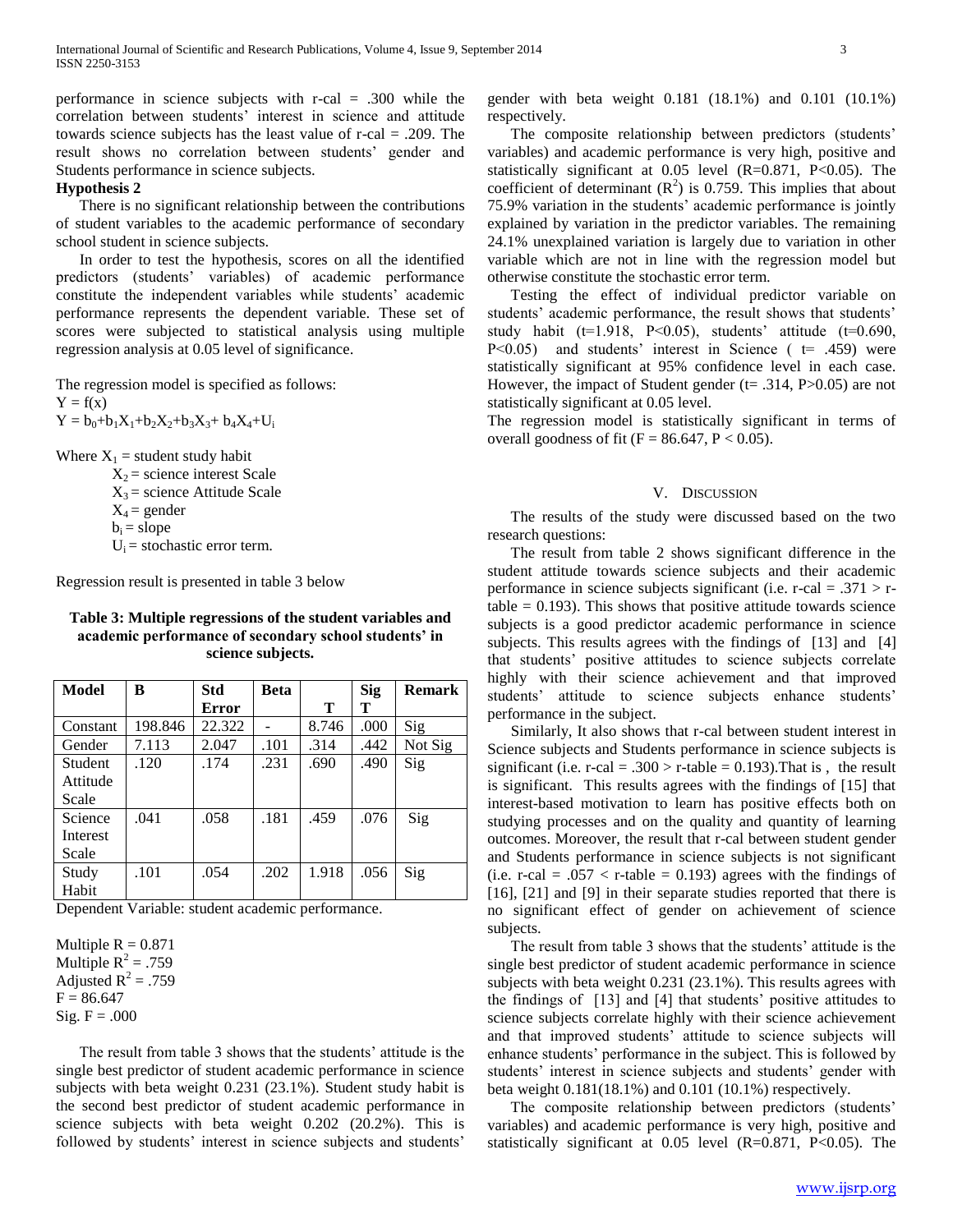performance in science subjects with r-cal = .300 while the correlation between students' interest in science and attitude towards science subjects has the least value of r-cal = .209. The result shows no correlation between students' gender and Students performance in science subjects.

**Hypothesis 2**

There is no significant relationship between the contributions of student variables to the academic performance of secondary school student in science subjects.

In order to test the hypothesis, scores on all the identified predictors (students' variables) of academic performance constitute the independent variables while students' academic performance represents the dependent variable. These set of scores were subjected to statistical analysis using multiple regression analysis at 0.05 level of significance.

The regression model is specified as follows:

$Y = f(x)$

$Y = b_0+b_1X_1+b_2X_2+b_3X_3+ b_4X_4+U_i$

Where $X_1$ = student study habit

$X_2$ = science interest Scale

$X_3$ = science Attitude Scale

$X_4$ = gender

$b_i$ = slope

$U_i$ = stochastic error term.

Regression result is presented in table 3 below

**Table 3: Multiple regressions of the student variables and academic performance of secondary school students' in science subjects.**

| Model | B | Std Error | Beta | T | Sig T | Remark |
|---|---|---|---|---|---|---|
| Constant | 198.846 | 22.322 | - | 8.746 | .000 | Sig |
| Gender | 7.113 | 2.047 | .101 | .314 | .442 | Not Sig |
| Student Attitude Scale | .120 | .174 | .231 | .690 | .490 | Sig |
| Science Interest Scale | .041 | .058 | .181 | .459 | .076 | Sig |
| Study Habit | .101 | .054 | .202 | 1.918 | .056 | Sig |

Dependent Variable: student academic performance.

Multiple R = 0.871
Multiple $R^2$ = .759
Adjusted $R^2$ = .759
F = 86.647
Sig. F = .000

The result from table 3 shows that the students' attitude is the single best predictor of student academic performance in science subjects with beta weight 0.231 (23.1%). Student study habit is the second best predictor of student academic performance in science subjects with beta weight 0.202 (20.2%). This is followed by students' interest in science subjects and students' gender with beta weight 0.181 (18.1%) and 0.101 (10.1%) respectively.

The composite relationship between predictors (students' variables) and academic performance is very high, positive and statistically significant at 0.05 level (R=0.871, P<0.05). The coefficient of determinant ($R^2$) is 0.759. This implies that about 75.9% variation in the students' academic performance is jointly explained by variation in the predictor variables. The remaining 24.1% unexplained variation is largely due to variation in other variable which are not in line with the regression model but otherwise constitute the stochastic error term.

Testing the effect of individual predictor variable on students' academic performance, the result shows that students' study habit (t=1.918, P<0.05), students' attitude (t=0.690, P<0.05) and students' interest in Science ( t= .459) were statistically significant at 95% confidence level in each case. However, the impact of Student gender (t= .314, P>0.05) are not statistically significant at 0.05 level.

The regression model is statistically significant in terms of overall goodness of fit (F = 86.647, P < 0.05).

## V. Discussion

The results of the study were discussed based on the two research questions:

The result from table 2 shows significant difference in the student attitude towards science subjects and their academic performance in science subjects significant (i.e. r-cal = .371 > r-table = 0.193). This shows that positive attitude towards science subjects is a good predictor academic performance in science subjects. This results agrees with the findings of [13] and [4] that students' positive attitudes to science subjects correlate highly with their science achievement and that improved students' attitude to science subjects enhance students' performance in the subject.

Similarly, It also shows that r-cal between student interest in Science subjects and Students performance in science subjects is significant (i.e. r-cal = .300 > r-table = 0.193).That is , the result is significant. This results agrees with the findings of [15] that interest-based motivation to learn has positive effects both on studying processes and on the quality and quantity of learning outcomes. Moreover, the result that r-cal between student gender and Students performance in science subjects is not significant (i.e. r-cal = .057 < r-table = 0.193) agrees with the findings of [16], [21] and [9] in their separate studies reported that there is no significant effect of gender on achievement of science subjects.

The result from table 3 shows that the students' attitude is the single best predictor of student academic performance in science subjects with beta weight 0.231 (23.1%). This results agrees with the findings of [13] and [4] that students' positive attitudes to science subjects correlate highly with their science achievement and that improved students' attitude to science subjects will enhance students' performance in the subject. This is followed by students' interest in science subjects and students' gender with beta weight 0.181(18.1%) and 0.101 (10.1%) respectively.

The composite relationship between predictors (students' variables) and academic performance is very high, positive and statistically significant at 0.05 level (R=0.871, P<0.05). The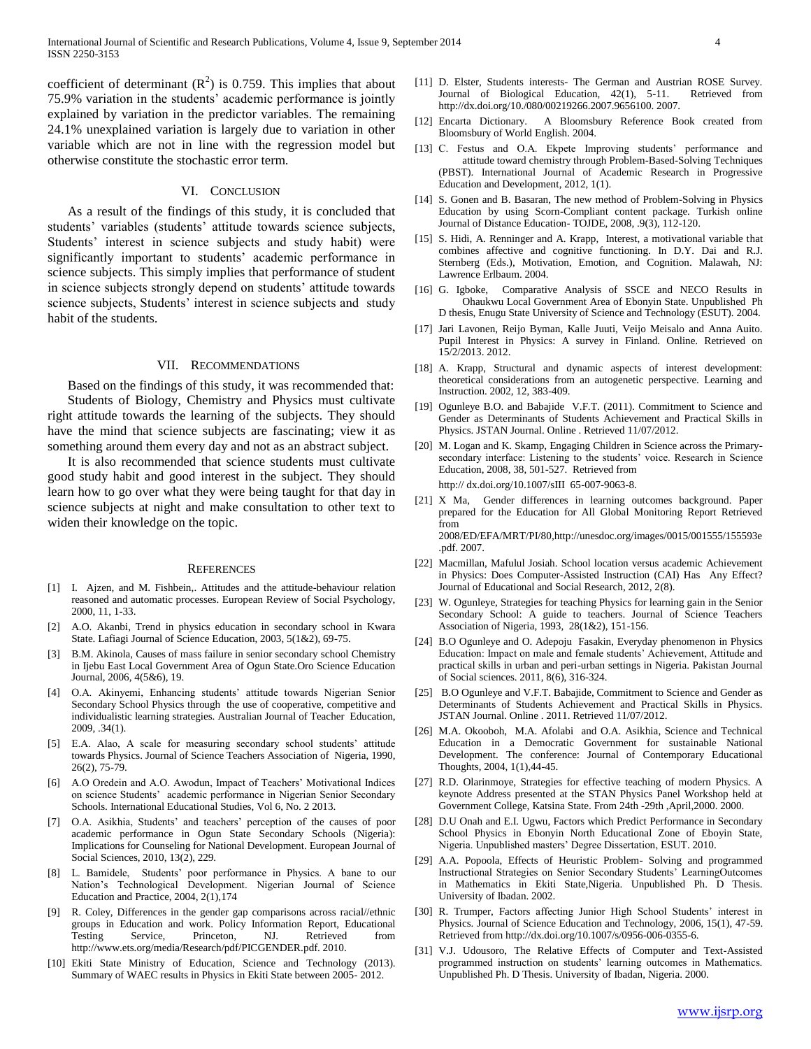coefficient of determinant ($R^2$) is 0.759. This implies that about 75.9% variation in the students' academic performance is jointly explained by variation in the predictor variables. The remaining 24.1% unexplained variation is largely due to variation in other variable which are not in line with the regression model but otherwise constitute the stochastic error term.

## VI. Conclusion

As a result of the findings of this study, it is concluded that students' variables (students' attitude towards science subjects, Students' interest in science subjects and study habit) were significantly important to students' academic performance in science subjects. This simply implies that performance of student in science subjects strongly depend on students' attitude towards science subjects, Students' interest in science subjects and study habit of the students.

## VII. Recommendations

Based on the findings of this study, it was recommended that:

Students of Biology, Chemistry and Physics must cultivate right attitude towards the learning of the subjects. They should have the mind that science subjects are fascinating; view it as something around them every day and not as an abstract subject.

It is also recommended that science students must cultivate good study habit and good interest in the subject. They should learn how to go over what they were being taught for that day in science subjects at night and make consultation to other text to widen their knowledge on the topic.

## References

[1] I. Ajzen, and M. Fishbein,. Attitudes and the attitude-behaviour relation reasoned and automatic processes. European Review of Social Psychology, 2000, 11, 1-33.

[2] A.O. Akanbi, Trend in physics education in secondary school in Kwara State. Lafiagi Journal of Science Education, 2003, 5(1&2), 69-75.

[3] B.M. Akinola, Causes of mass failure in senior secondary school Chemistry in Ijebu East Local Government Area of Ogun State.Oro Science Education Journal, 2006, 4(5&6), 19.

[4] O.A. Akinyemi, Enhancing students' attitude towards Nigerian Senior Secondary School Physics through the use of cooperative, competitive and individualistic learning strategies. Australian Journal of Teacher Education, 2009, .34(1).

[5] E.A. Alao, A scale for measuring secondary school students' attitude towards Physics. Journal of Science Teachers Association of Nigeria, 1990, 26(2), 75-79.

[6] A.O Oredein and A.O. Awodun, Impact of Teachers' Motivational Indices on science Students' academic performance in Nigerian Senior Secondary Schools. International Educational Studies, Vol 6, No. 2 2013.

[7] O.A. Asikhia, Students' and teachers' perception of the causes of poor academic performance in Ogun State Secondary Schools (Nigeria): Implications for Counseling for National Development. European Journal of Social Sciences, 2010, 13(2), 229.

[8] L. Bamidele, Students' poor performance in Physics. A bane to our Nation's Technological Development. Nigerian Journal of Science Education and Practice, 2004, 2(1),174

[9] R. Coley, Differences in the gender gap comparisons across racial//ethnic groups in Education and work. Policy Information Report, Educational Testing Service, Princeton, NJ. Retrieved from http://www.ets.org/media/Research/pdf/PICGENDER.pdf. 2010.

[10] Ekiti State Ministry of Education, Science and Technology (2013). Summary of WAEC results in Physics in Ekiti State between 2005- 2012.

[11] D. Elster, Students interests- The German and Austrian ROSE Survey. Journal of Biological Education, 42(1), 5-11. Retrieved from http://dx.doi.org/10./080/00219266.2007.9656100. 2007.

[12] Encarta Dictionary. A Bloomsbury Reference Book created from Bloomsbury of World English. 2004.

[13] C. Festus and O.A. Ekpete Improving students' performance and attitude toward chemistry through Problem-Based-Solving Techniques (PBST). International Journal of Academic Research in Progressive Education and Development, 2012, 1(1).

[14] S. Gonen and B. Basaran, The new method of Problem-Solving in Physics Education by using Scorn-Compliant content package. Turkish online Journal of Distance Education- TOJDE, 2008, .9(3), 112-120.

[15] S. Hidi, A. Renninger and A. Krapp, Interest, a motivational variable that combines affective and cognitive functioning. In D.Y. Dai and R.J. Sternberg (Eds.), Motivation, Emotion, and Cognition. Malawah, NJ: Lawrence Erlbaum. 2004.

[16] G. Igboke, Comparative Analysis of SSCE and NECO Results in Ohaukwu Local Government Area of Ebonyin State. Unpublished Ph D thesis, Enugu State University of Science and Technology (ESUT). 2004.

[17] Jari Lavonen, Reijo Byman, Kalle Juuti, Veijo Meisalo and Anna Auito. Pupil Interest in Physics: A survey in Finland. Online. Retrieved on 15/2/2013. 2012.

[18] A. Krapp, Structural and dynamic aspects of interest development: theoretical considerations from an autogenetic perspective. Learning and Instruction. 2002, 12, 383-409.

[19] Ogunleye B.O. and Babajide V.F.T. (2011). Commitment to Science and Gender as Determinants of Students Achievement and Practical Skills in Physics. JSTAN Journal. Online . Retrieved 11/07/2012.

[20] M. Logan and K. Skamp, Engaging Children in Science across the Primary-secondary interface: Listening to the students' voice. Research in Science Education, 2008, 38, 501-527. Retrieved from http:// dx.doi.org/10.1007/sIII 65-007-9063-8.

[21] X Ma, Gender differences in learning outcomes background. Paper prepared for the Education for All Global Monitoring Report Retrieved from 2008/ED/EFA/MRT/PI/80,http://unesdoc.org/images/0015/001555/155593e.pdf. 2007.

[22] Macmillan, Mafulul Josiah. School location versus academic Achievement in Physics: Does Computer-Assisted Instruction (CAI) Has Any Effect? Journal of Educational and Social Research, 2012, 2(8).

[23] W. Ogunleye, Strategies for teaching Physics for learning gain in the Senior Secondary School: A guide to teachers. Journal of Science Teachers Association of Nigeria, 1993, 28(1&2), 151-156.

[24] B.O Ogunleye and O. Adepoju Fasakin, Everyday phenomenon in Physics Education: Impact on male and female students' Achievement, Attitude and practical skills in urban and peri-urban settings in Nigeria. Pakistan Journal of Social sciences. 2011, 8(6), 316-324.

[25] B.O Ogunleye and V.F.T. Babajide, Commitment to Science and Gender as Determinants of Students Achievement and Practical Skills in Physics. JSTAN Journal. Online . 2011. Retrieved 11/07/2012.

[26] M.A. Okooboh, M.A. Afolabi and O.A. Asikhia, Science and Technical Education in a Democratic Government for sustainable National Development. The conference: Journal of Contemporary Educational Thoughts, 2004, 1(1),44-45.

[27] R.D. Olarinmoye, Strategies for effective teaching of modern Physics. A keynote Address presented at the STAN Physics Panel Workshop held at Government College, Katsina State. From 24th -29th ,April,2000. 2000.

[28] D.U Onah and E.I. Ugwu, Factors which Predict Performance in Secondary School Physics in Ebonyin North Educational Zone of Eboyin State, Nigeria. Unpublished masters' Degree Dissertation, ESUT. 2010.

[29] A.A. Popoola, Effects of Heuristic Problem- Solving and programmed Instructional Strategies on Senior Secondary Students' LearningOutcomes in Mathematics in Ekiti State,Nigeria. Unpublished Ph. D Thesis. University of Ibadan. 2002.

[30] R. Trumper, Factors affecting Junior High School Students' interest in Physics. Journal of Science Education and Technology, 2006, 15(1), 47-59. Retrieved from http://dx.doi.org/10.1007/s/0956-006-0355-6.

[31] V.J. Udousoro, The Relative Effects of Computer and Text-Assisted programmed instruction on students' learning outcomes in Mathematics. Unpublished Ph. D Thesis. University of Ibadan, Nigeria. 2000.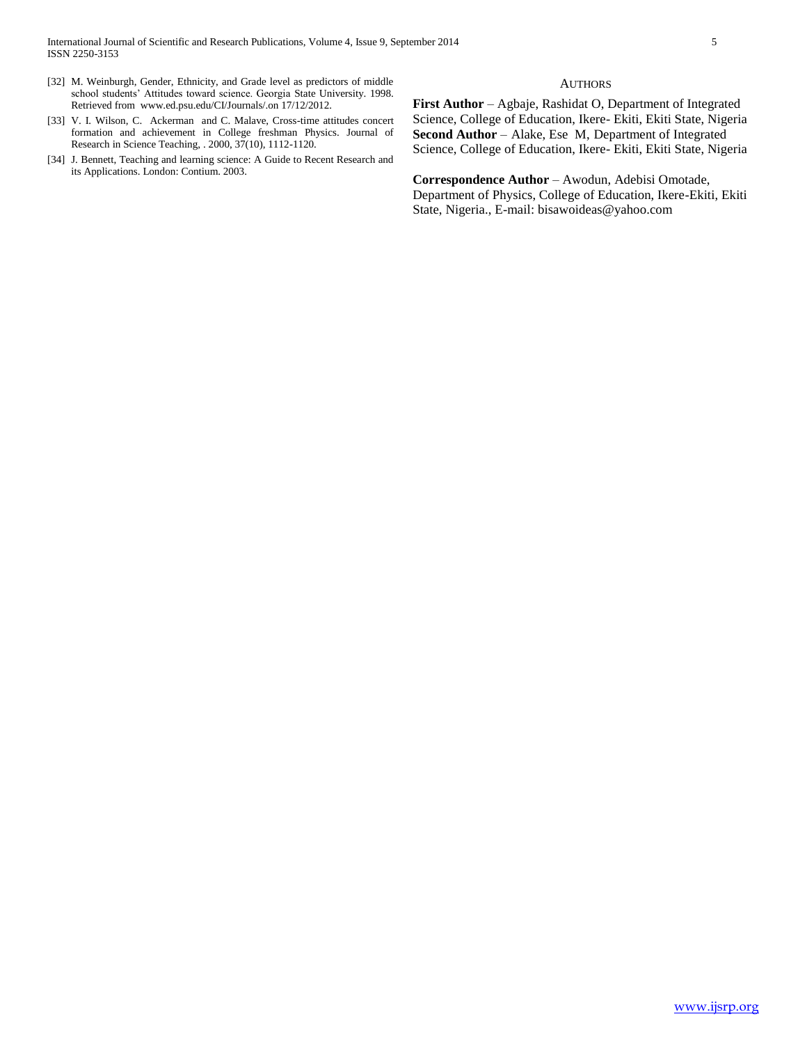[32] M. Weinburgh, Gender, Ethnicity, and Grade level as predictors of middle school students' Attitudes toward science. Georgia State University. 1998. Retrieved from www.ed.psu.edu/CI/Journals/.on 17/12/2012.

[33] V. I. Wilson, C. Ackerman and C. Malave, Cross-time attitudes concert formation and achievement in College freshman Physics. Journal of Research in Science Teaching, . 2000, 37(10), 1112-1120.

[34] J. Bennett, Teaching and learning science: A Guide to Recent Research and its Applications. London: Contium. 2003.

## AUTHORS

**First Author** – Agbaje, Rashidat O, Department of Integrated Science, College of Education, Ikere- Ekiti, Ekiti State, Nigeria

**Second Author** – Alake, Ese M, Department of Integrated Science, College of Education, Ikere- Ekiti, Ekiti State, Nigeria

**Correspondence Author** – Awodun, Adebisi Omotade, Department of Physics, College of Education, Ikere-Ekiti, Ekiti State, Nigeria., E-mail: bisawoideas@yahoo.com